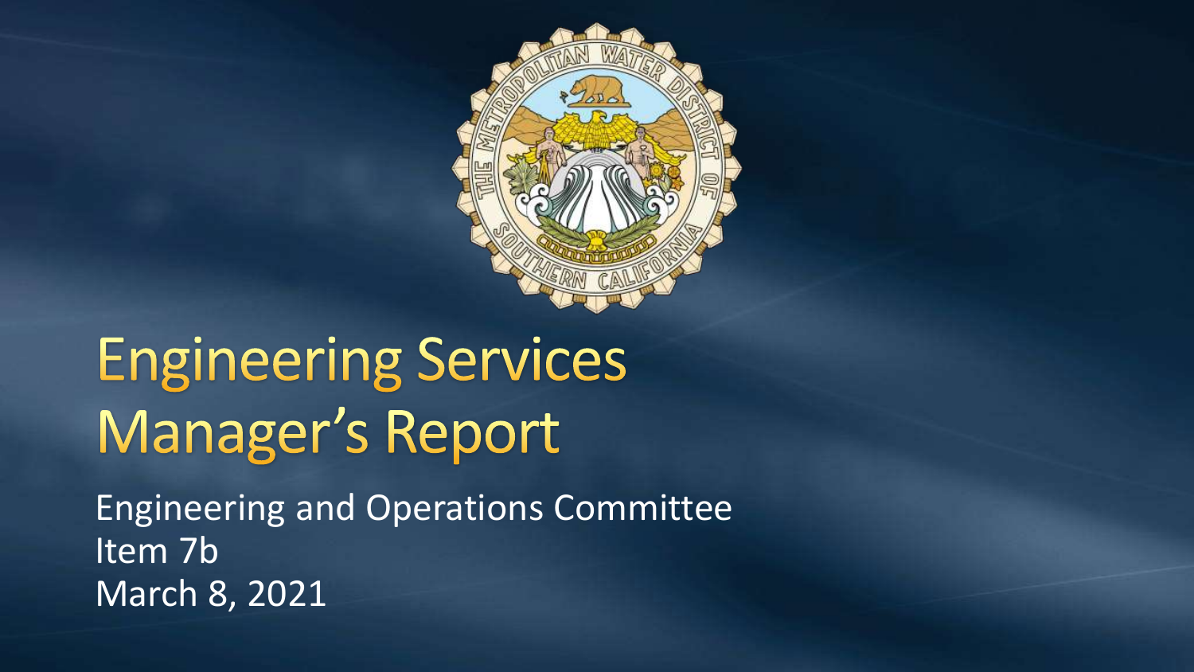# Engineering Services Manager's Report

Engineering and Operations Committee
Item 7b
March 8, 2021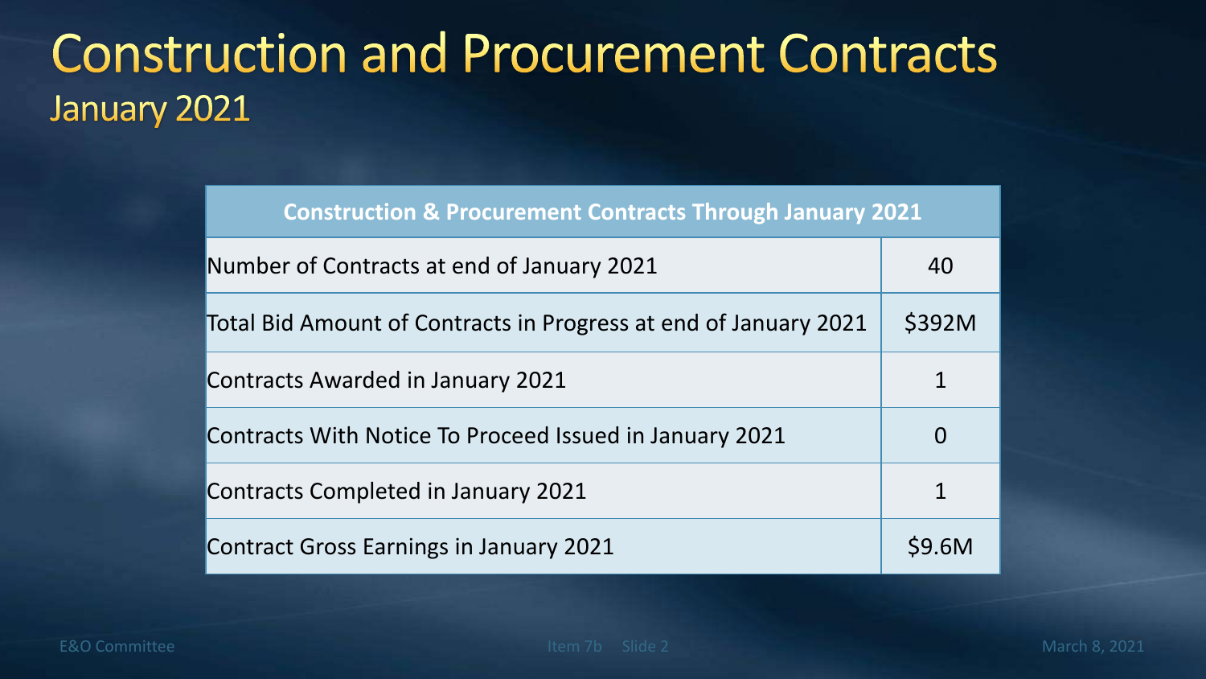# Construction and Procurement Contracts

## January 2021

| Construction & Procurement Contracts Through January 2021 | |
|---|---|
| Number of Contracts at end of January 2021 | 40 |
| Total Bid Amount of Contracts in Progress at end of January 2021 | $392M |
| Contracts Awarded in January 2021 | 1 |
| Contracts With Notice To Proceed Issued in January 2021 | 0 |
| Contracts Completed in January 2021 | 1 |
| Contract Gross Earnings in January 2021 | $9.6M |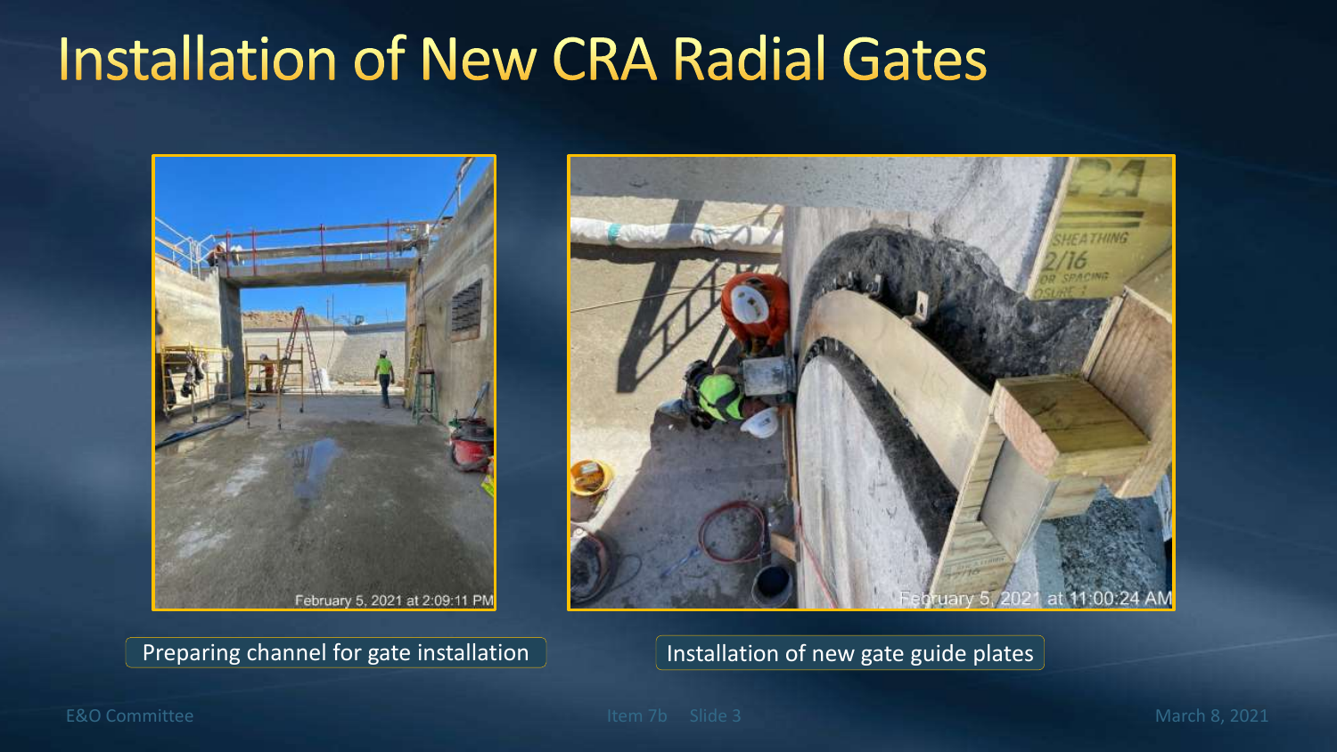# Installation of New CRA Radial Gates

Preparing channel for gate installation

Installation of new gate guide plates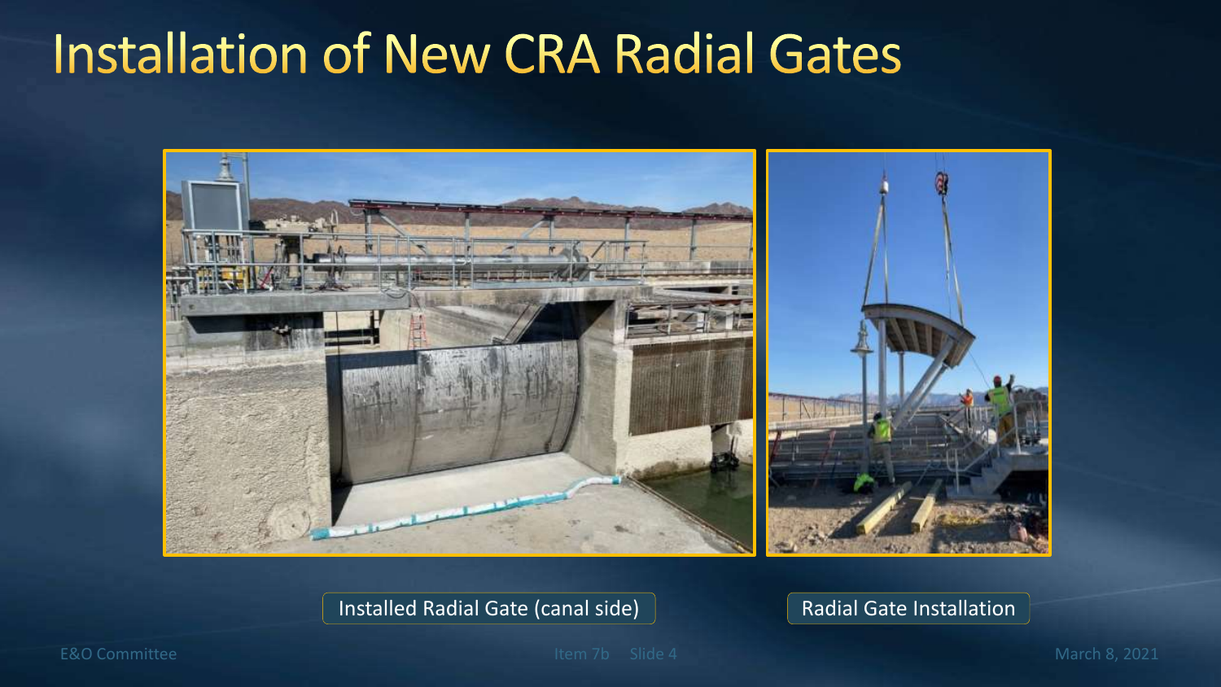# Installation of New CRA Radial Gates

Installed Radial Gate (canal side)

Radial Gate Installation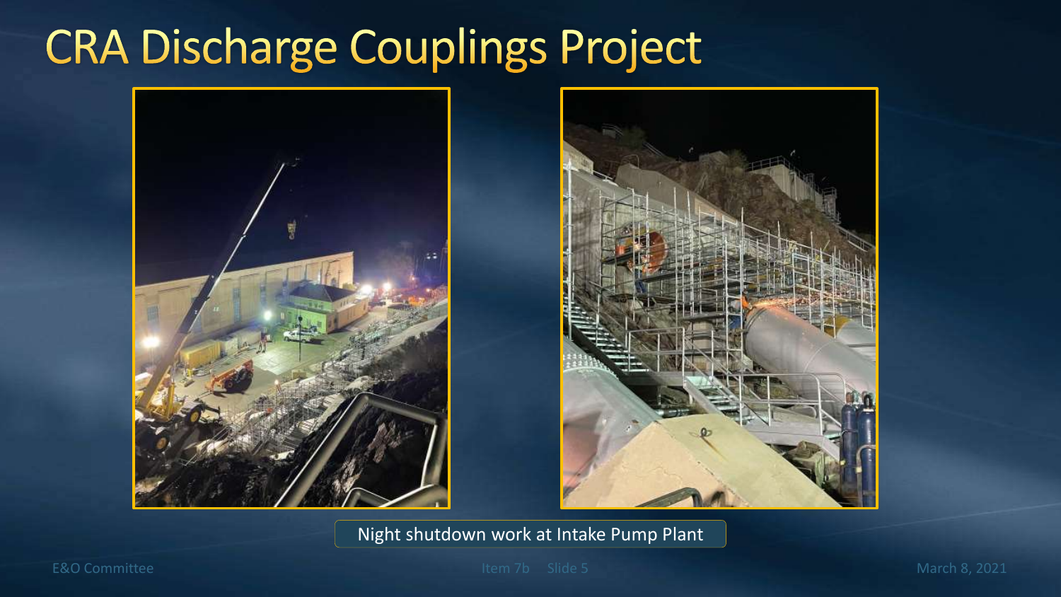# CRA Discharge Couplings Project

Night shutdown work at Intake Pump Plant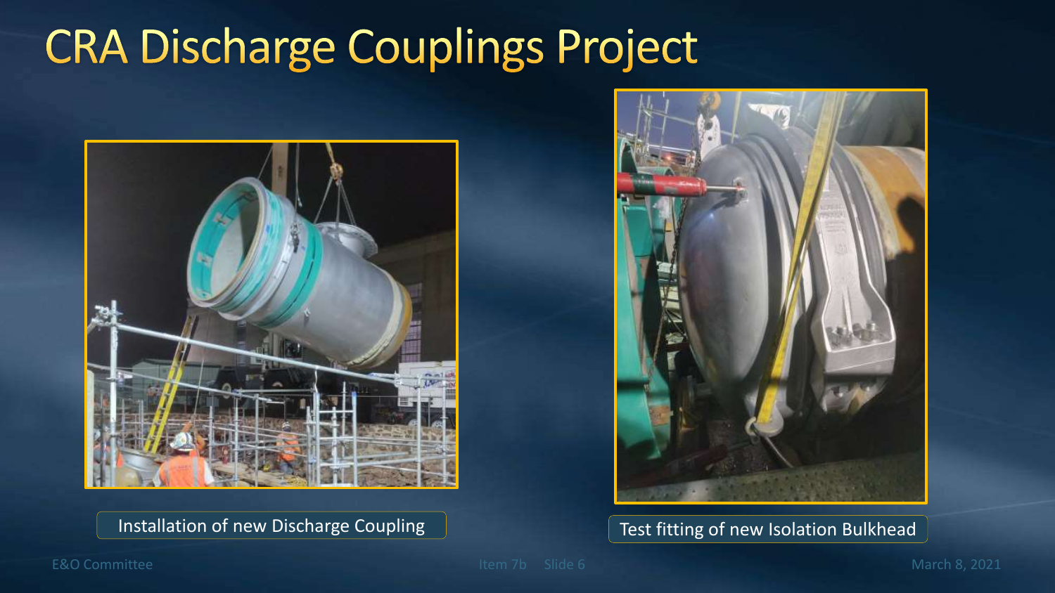# CRA Discharge Couplings Project

Installation of new Discharge Coupling

Test fitting of new Isolation Bulkhead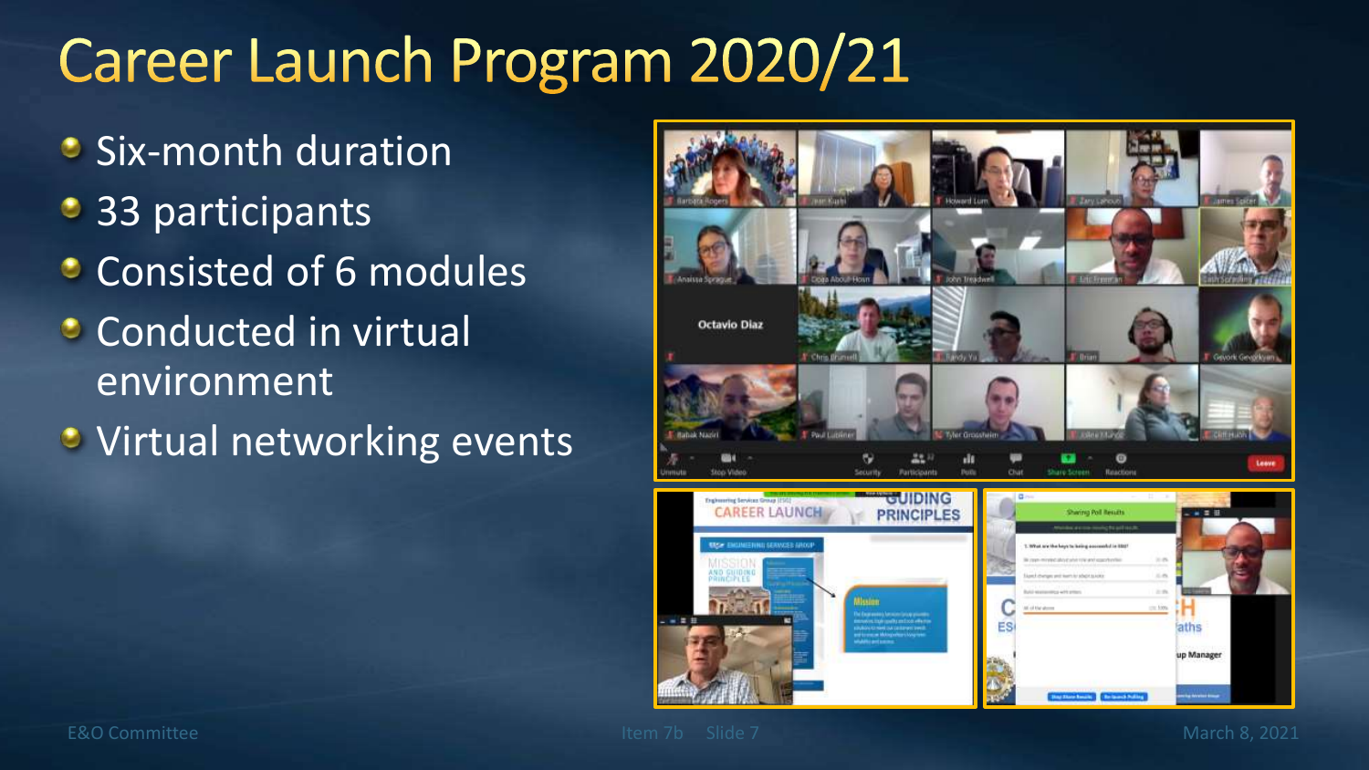# Career Launch Program 2020/21

- Six-month duration
- 33 participants
- Consisted of 6 modules
- Conducted in virtual environment
- Virtual networking events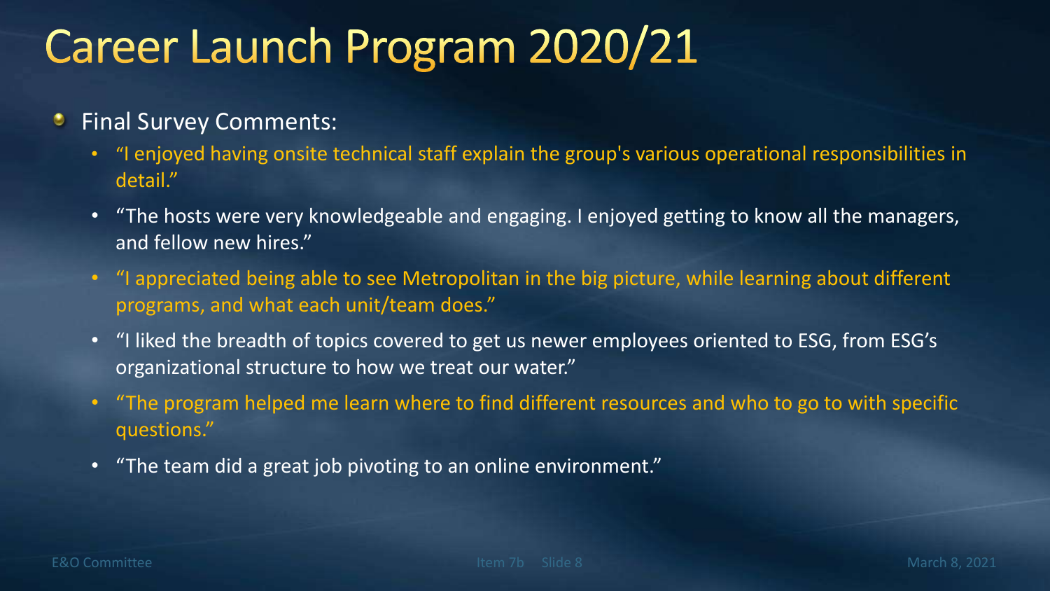# Career Launch Program 2020/21

- Final Survey Comments:
  - "I enjoyed having onsite technical staff explain the group's various operational responsibilities in detail."
  - "The hosts were very knowledgeable and engaging. I enjoyed getting to know all the managers, and fellow new hires."
  - "I appreciated being able to see Metropolitan in the big picture, while learning about different programs, and what each unit/team does."
  - "I liked the breadth of topics covered to get us newer employees oriented to ESG, from ESG's organizational structure to how we treat our water."
  - "The program helped me learn where to find different resources and who to go to with specific questions."
  - "The team did a great job pivoting to an online environment."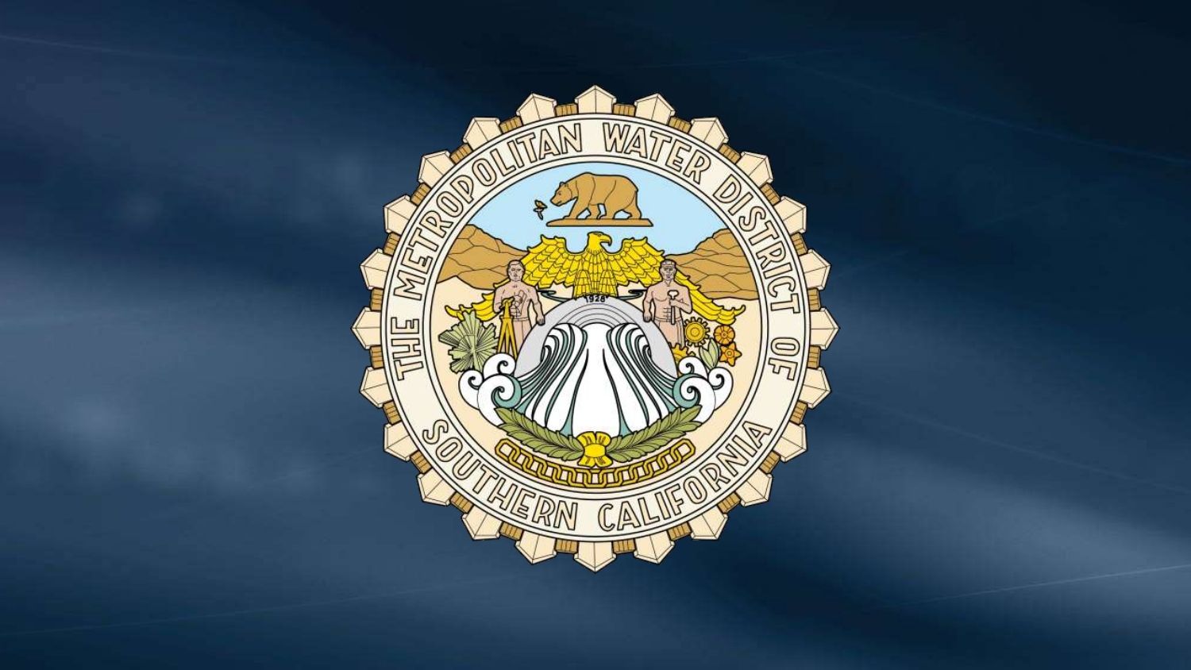THE METROPOLITAN WATER DISTRICT OF SOUTHERN CALIFORNIA

1928